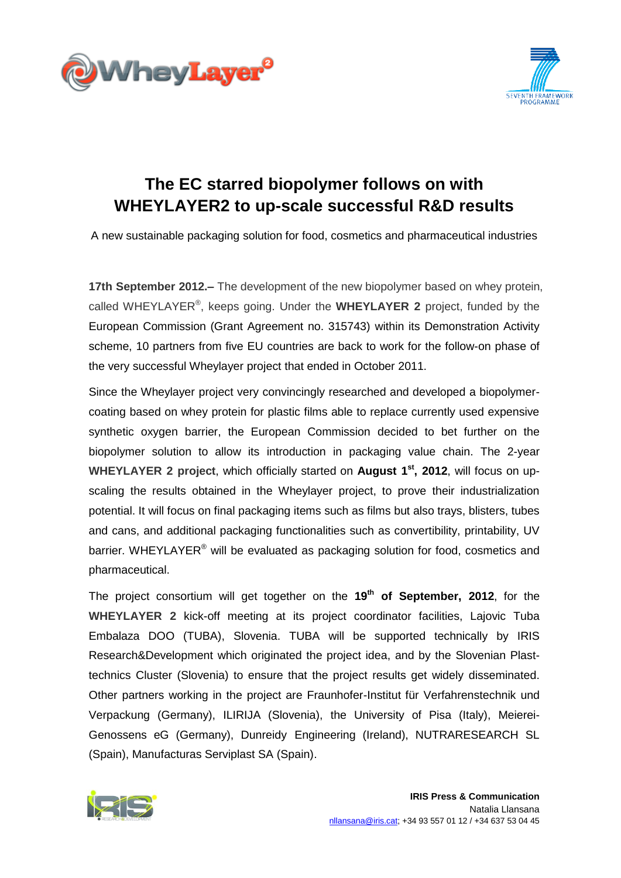# The EC starred biopolymer follows on with WHEYLAYER2 to up-scale successful R&D results

A new sustainable packaging solution for food, cosmetics and pharmaceutical industries

**17th September 2012.–** The development of the new biopolymer based on whey protein, called WHEYLAYER®, keeps going. Under the **WHEYLAYER 2** project, funded by the European Commission (Grant Agreement no. 315743) within its Demonstration Activity scheme, 10 partners from five EU countries are back to work for the follow-on phase of the very successful Wheylayer project that ended in October 2011.

Since the Wheylayer project very convincingly researched and developed a biopolymer-coating based on whey protein for plastic films able to replace currently used expensive synthetic oxygen barrier, the European Commission decided to bet further on the biopolymer solution to allow its introduction in packaging value chain. The 2-year **WHEYLAYER 2 project**, which officially started on **August 1st, 2012**, will focus on up-scaling the results obtained in the Wheylayer project, to prove their industrialization potential. It will focus on final packaging items such as films but also trays, blisters, tubes and cans, and additional packaging functionalities such as convertibility, printability, UV barrier. WHEYLAYER® will be evaluated as packaging solution for food, cosmetics and pharmaceutical.

The project consortium will get together on the **19th of September, 2012**, for the **WHEYLAYER 2** kick-off meeting at its project coordinator facilities, Lajovic Tuba Embalaza DOO (TUBA), Slovenia. TUBA will be supported technically by IRIS Research&Development which originated the project idea, and by the Slovenian Plast-technics Cluster (Slovenia) to ensure that the project results get widely disseminated. Other partners working in the project are Fraunhofer-Institut für Verfahrenstechnik und Verpackung (Germany), ILIRIJA (Slovenia), the University of Pisa (Italy), Meierei-Genossens eG (Germany), Dunreidy Engineering (Ireland), NUTRARESEARCH SL (Spain), Manufacturas Serviplast SA (Spain).

**IRIS Press & Communication**
Natalia Llansana
nllansana@iris.cat; +34 93 557 01 12 / +34 637 53 04 45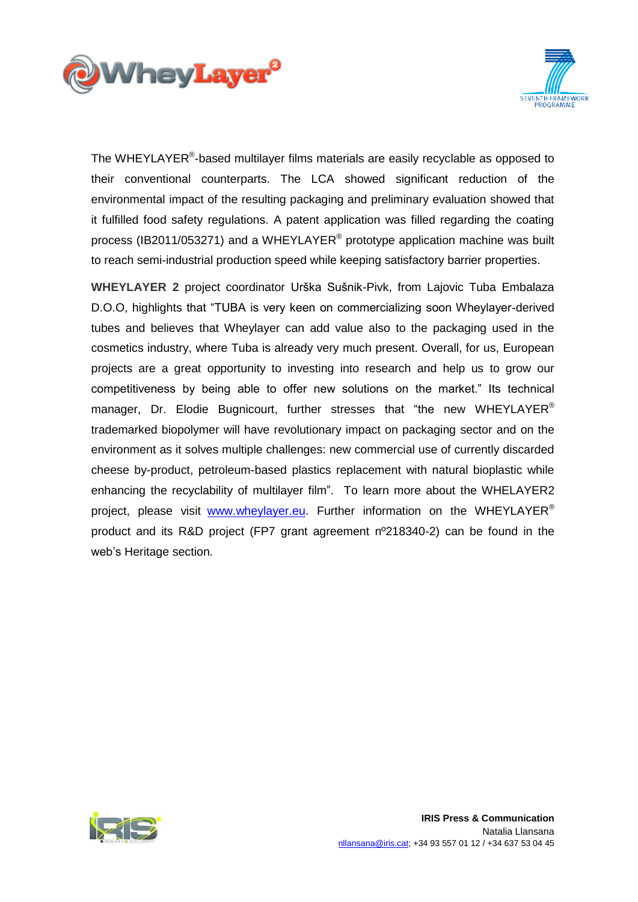The WHEYLAYER®-based multilayer films materials are easily recyclable as opposed to their conventional counterparts. The LCA showed significant reduction of the environmental impact of the resulting packaging and preliminary evaluation showed that it fulfilled food safety regulations. A patent application was filled regarding the coating process (IB2011/053271) and a WHEYLAYER® prototype application machine was built to reach semi-industrial production speed while keeping satisfactory barrier properties.

**WHEYLAYER 2** project coordinator Urška Sušnik-Pivk, from Lajovic Tuba Embalaza D.O.O, highlights that "TUBA is very keen on commercializing soon Wheylayer-derived tubes and believes that Wheylayer can add value also to the packaging used in the cosmetics industry, where Tuba is already very much present. Overall, for us, European projects are a great opportunity to investing into research and help us to grow our competitiveness by being able to offer new solutions on the market." Its technical manager, Dr. Elodie Bugnicourt, further stresses that "the new WHEYLAYER® trademarked biopolymer will have revolutionary impact on packaging sector and on the environment as it solves multiple challenges: new commercial use of currently discarded cheese by-product, petroleum-based plastics replacement with natural bioplastic while enhancing the recyclability of multilayer film". To learn more about the WHELAYER2 project, please visit [www.wheylayer.eu](http://www.wheylayer.eu). Further information on the WHEYLAYER® product and its R&D project (FP7 grant agreement nº218340-2) can be found in the web's Heritage section.

**IRIS Press & Communication**
Natalia Llansana
nllansana@iris.cat; +34 93 557 01 12 / +34 637 53 04 45